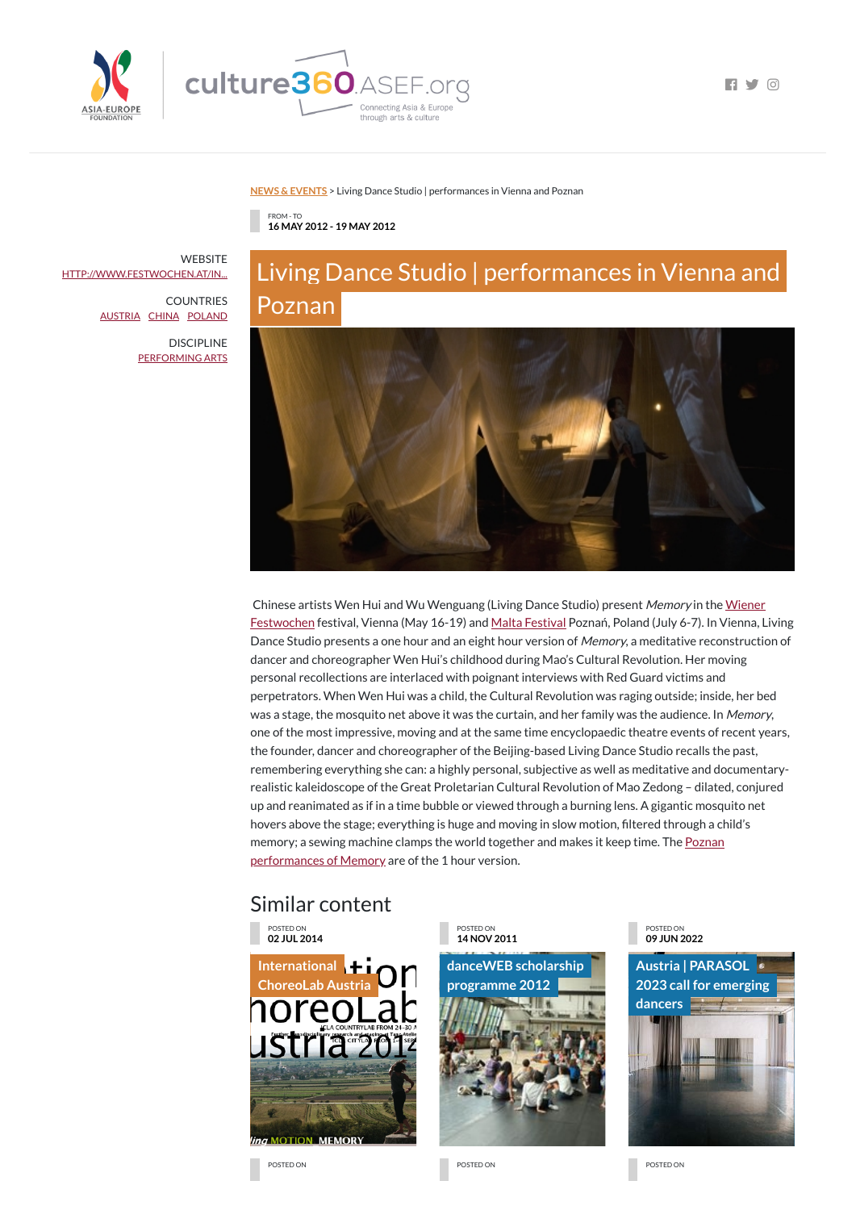NEWS & EVENTS > Living Dance Studio | performances in Vienna and Poznan

FROM - TO
**16 MAY 2012 - 19 MAY 2012**

WEBSITE
HTTP://WWW.FESTWOCHEN.AT/IN...

COUNTRIES
AUSTRIA CHINA POLAND

DISCIPLINE
PERFORMING ARTS

# Living Dance Studio | performances in Vienna and Poznan

Chinese artists Wen Hui and Wu Wenguang (Living Dance Studio) present *Memory* in the Wiener Festwochen festival, Vienna (May 16-19) and Malta Festival Poznań, Poland (July 6-7). In Vienna, Living Dance Studio presents a one hour and an eight hour version of *Memory*, a meditative reconstruction of dancer and choreographer Wen Hui's childhood during Mao's Cultural Revolution. Her moving personal recollections are interlaced with poignant interviews with Red Guard victims and perpetrators. When Wen Hui was a child, the Cultural Revolution was raging outside; inside, her bed was a stage, the mosquito net above it was the curtain, and her family was the audience. In *Memory*, one of the most impressive, moving and at the same time encyclopaedic theatre events of recent years, the founder, dancer and choreographer of the Beijing-based Living Dance Studio recalls the past, remembering everything she can: a highly personal, subjective as well as meditative and documentary-realistic kaleidoscope of the Great Proletarian Cultural Revolution of Mao Zedong – dilated, conjured up and reanimated as if in a time bubble or viewed through a burning lens. A gigantic mosquito net hovers above the stage; everything is huge and moving in slow motion, filtered through a child's memory; a sewing machine clamps the world together and makes it keep time. The Poznan performances of Memory are of the 1 hour version.

## Similar content

POSTED ON
**02 JUL 2014**

International ChoreoLab Austria

POSTED ON
**14 NOV 2011**

danceWEB scholarship programme 2012

POSTED ON
**09 JUN 2022**

Austria | PARASOL 2023 call for emerging dancers

POSTED ON

POSTED ON

POSTED ON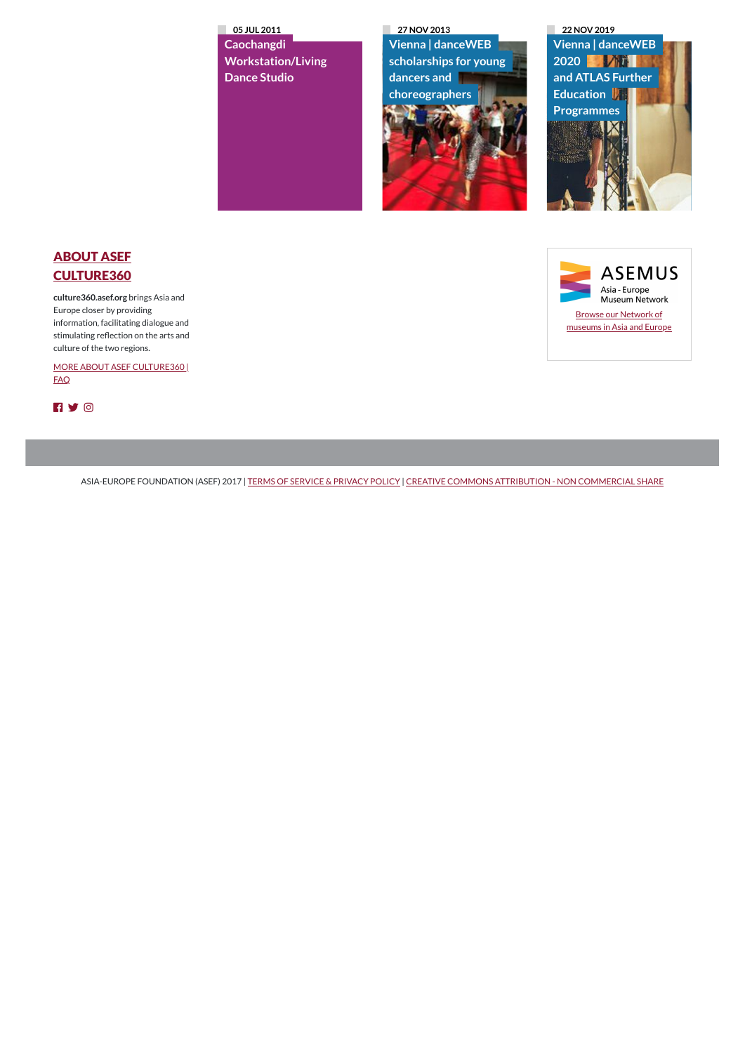05 JUL 2011
Caochangdi Workstation/Living Dance Studio

27 NOV 2013
Vienna | danceWEB scholarships for young dancers and choreographers

22 NOV 2019
Vienna | danceWEB 2020 and ATLAS Further Education Programmes

## ABOUT ASEF CULTURE360

**culture360.asef.org** brings Asia and Europe closer by providing information, facilitating dialogue and stimulating reflection on the arts and culture of the two regions.

MORE ABOUT ASEF CULTURE360 | FAQ

ASEMUS
Asia - Europe Museum Network

Browse our Network of museums in Asia and Europe

ASIA-EUROPE FOUNDATION (ASEF) 2017 | TERMS OF SERVICE & PRIVACY POLICY | CREATIVE COMMONS ATTRIBUTION - NON COMMERCIAL SHARE